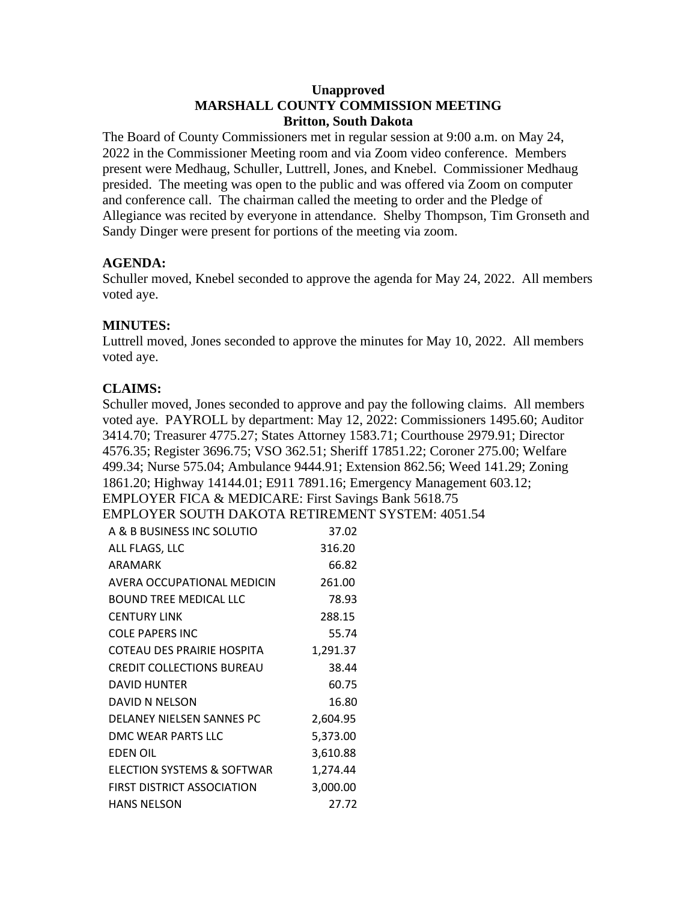**Unapproved**
**MARSHALL COUNTY COMMISSION MEETING**
**Britton, South Dakota**

The Board of County Commissioners met in regular session at 9:00 a.m. on May 24, 2022 in the Commissioner Meeting room and via Zoom video conference. Members present were Medhaug, Schuller, Luttrell, Jones, and Knebel. Commissioner Medhaug presided. The meeting was open to the public and was offered via Zoom on computer and conference call. The chairman called the meeting to order and the Pledge of Allegiance was recited by everyone in attendance. Shelby Thompson, Tim Gronseth and Sandy Dinger were present for portions of the meeting via zoom.

**AGENDA:**
Schuller moved, Knebel seconded to approve the agenda for May 24, 2022. All members voted aye.

**MINUTES:**
Luttrell moved, Jones seconded to approve the minutes for May 10, 2022. All members voted aye.

**CLAIMS:**
Schuller moved, Jones seconded to approve and pay the following claims. All members voted aye. PAYROLL by department: May 12, 2022: Commissioners 1495.60; Auditor 3414.70; Treasurer 4775.27; States Attorney 1583.71; Courthouse 2979.91; Director 4576.35; Register 3696.75; VSO 362.51; Sheriff 17851.22; Coroner 275.00; Welfare 499.34; Nurse 575.04; Ambulance 9444.91; Extension 862.56; Weed 141.29; Zoning 1861.20; Highway 14144.01; E911 7891.16; Emergency Management 603.12;
EMPLOYER FICA & MEDICARE: First Savings Bank 5618.75
EMPLOYER SOUTH DAKOTA RETIREMENT SYSTEM: 4051.54

| | |
|---|---|
| A & B BUSINESS INC SOLUTIO | 37.02 |
| ALL FLAGS, LLC | 316.20 |
| ARAMARK | 66.82 |
| AVERA OCCUPATIONAL MEDICIN | 261.00 |
| BOUND TREE MEDICAL LLC | 78.93 |
| CENTURY LINK | 288.15 |
| COLE PAPERS INC | 55.74 |
| COTEAU DES PRAIRIE HOSPITA | 1,291.37 |
| CREDIT COLLECTIONS BUREAU | 38.44 |
| DAVID HUNTER | 60.75 |
| DAVID N NELSON | 16.80 |
| DELANEY NIELSEN SANNES PC | 2,604.95 |
| DMC WEAR PARTS LLC | 5,373.00 |
| EDEN OIL | 3,610.88 |
| ELECTION SYSTEMS & SOFTWAR | 1,274.44 |
| FIRST DISTRICT ASSOCIATION | 3,000.00 |
| HANS NELSON | 27.72 |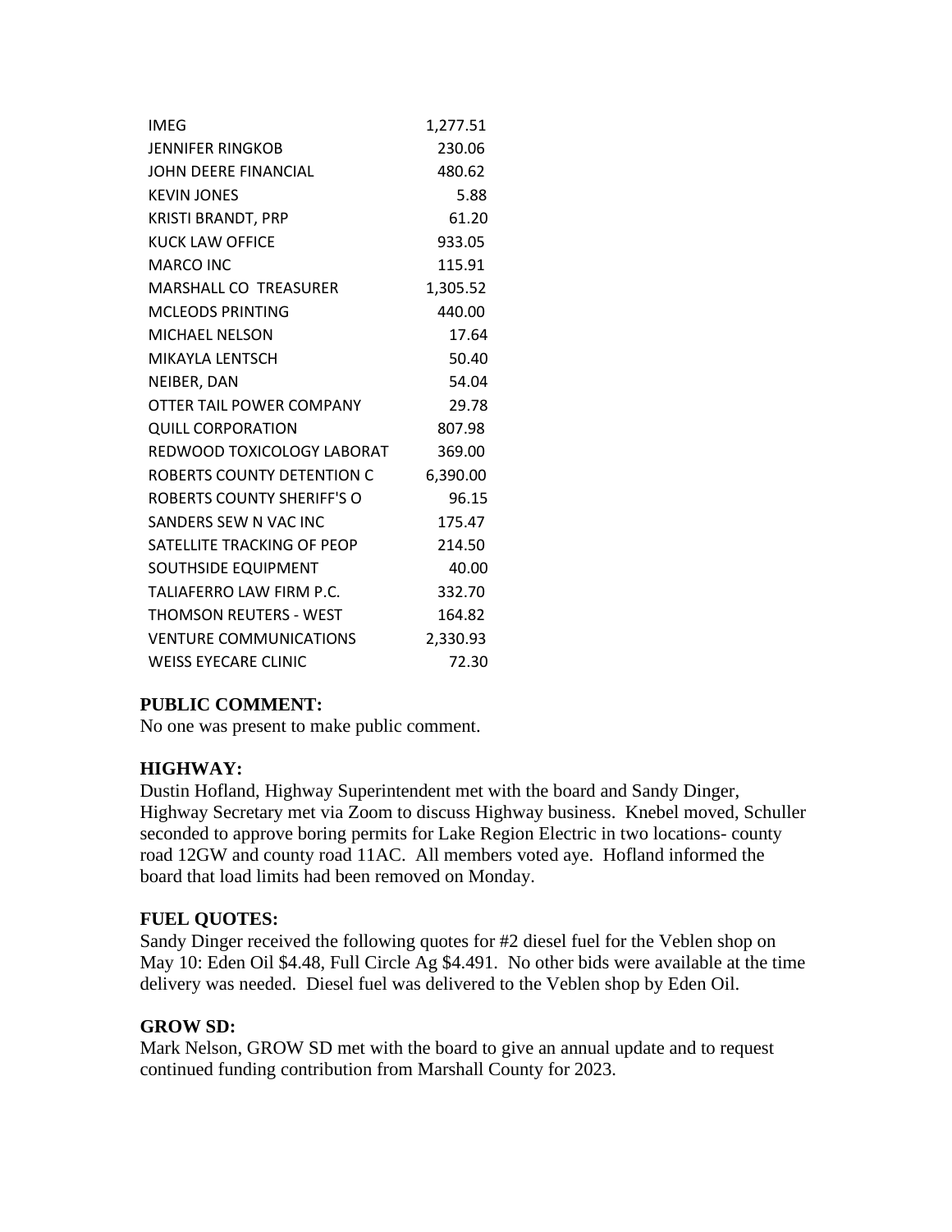| | |
|---|---|
| IMEG | 1,277.51 |
| JENNIFER RINGKOB | 230.06 |
| JOHN DEERE FINANCIAL | 480.62 |
| KEVIN JONES | 5.88 |
| KRISTI BRANDT, PRP | 61.20 |
| KUCK LAW OFFICE | 933.05 |
| MARCO INC | 115.91 |
| MARSHALL CO TREASURER | 1,305.52 |
| MCLEODS PRINTING | 440.00 |
| MICHAEL NELSON | 17.64 |
| MIKAYLA LENTSCH | 50.40 |
| NEIBER, DAN | 54.04 |
| OTTER TAIL POWER COMPANY | 29.78 |
| QUILL CORPORATION | 807.98 |
| REDWOOD TOXICOLOGY LABORAT | 369.00 |
| ROBERTS COUNTY DETENTION C | 6,390.00 |
| ROBERTS COUNTY SHERIFF'S O | 96.15 |
| SANDERS SEW N VAC INC | 175.47 |
| SATELLITE TRACKING OF PEOP | 214.50 |
| SOUTHSIDE EQUIPMENT | 40.00 |
| TALIAFERRO LAW FIRM P.C. | 332.70 |
| THOMSON REUTERS - WEST | 164.82 |
| VENTURE COMMUNICATIONS | 2,330.93 |
| WEISS EYECARE CLINIC | 72.30 |

**PUBLIC COMMENT:**
No one was present to make public comment.

**HIGHWAY:**
Dustin Hofland, Highway Superintendent met with the board and Sandy Dinger, Highway Secretary met via Zoom to discuss Highway business. Knebel moved, Schuller seconded to approve boring permits for Lake Region Electric in two locations- county road 12GW and county road 11AC. All members voted aye. Hofland informed the board that load limits had been removed on Monday.

**FUEL QUOTES:**
Sandy Dinger received the following quotes for #2 diesel fuel for the Veblen shop on May 10: Eden Oil $4.48, Full Circle Ag $4.491. No other bids were available at the time delivery was needed. Diesel fuel was delivered to the Veblen shop by Eden Oil.

**GROW SD:**
Mark Nelson, GROW SD met with the board to give an annual update and to request continued funding contribution from Marshall County for 2023.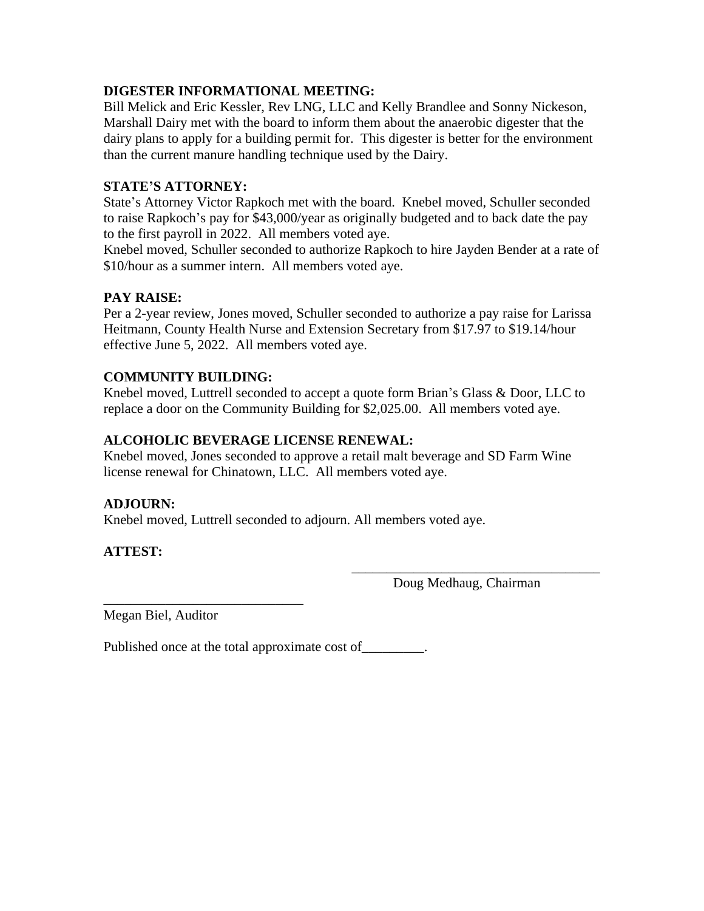**DIGESTER INFORMATIONAL MEETING:**
Bill Melick and Eric Kessler, Rev LNG, LLC and Kelly Brandlee and Sonny Nickeson, Marshall Dairy met with the board to inform them about the anaerobic digester that the dairy plans to apply for a building permit for. This digester is better for the environment than the current manure handling technique used by the Dairy.

**STATE'S ATTORNEY:**
State's Attorney Victor Rapkoch met with the board. Knebel moved, Schuller seconded to raise Rapkoch's pay for $43,000/year as originally budgeted and to back date the pay to the first payroll in 2022. All members voted aye.
Knebel moved, Schuller seconded to authorize Rapkoch to hire Jayden Bender at a rate of $10/hour as a summer intern. All members voted aye.

**PAY RAISE:**
Per a 2-year review, Jones moved, Schuller seconded to authorize a pay raise for Larissa Heitmann, County Health Nurse and Extension Secretary from $17.97 to $19.14/hour effective June 5, 2022. All members voted aye.

**COMMUNITY BUILDING:**
Knebel moved, Luttrell seconded to accept a quote form Brian's Glass & Door, LLC to replace a door on the Community Building for $2,025.00. All members voted aye.

**ALCOHOLIC BEVERAGE LICENSE RENEWAL:**
Knebel moved, Jones seconded to approve a retail malt beverage and SD Farm Wine license renewal for Chinatown, LLC. All members voted aye.

**ADJOURN:**
Knebel moved, Luttrell seconded to adjourn. All members voted aye.

**ATTEST:**

_____________________________________
Doug Medhaug, Chairman

_____________________________
Megan Biel, Auditor

Published once at the total approximate cost of_________.